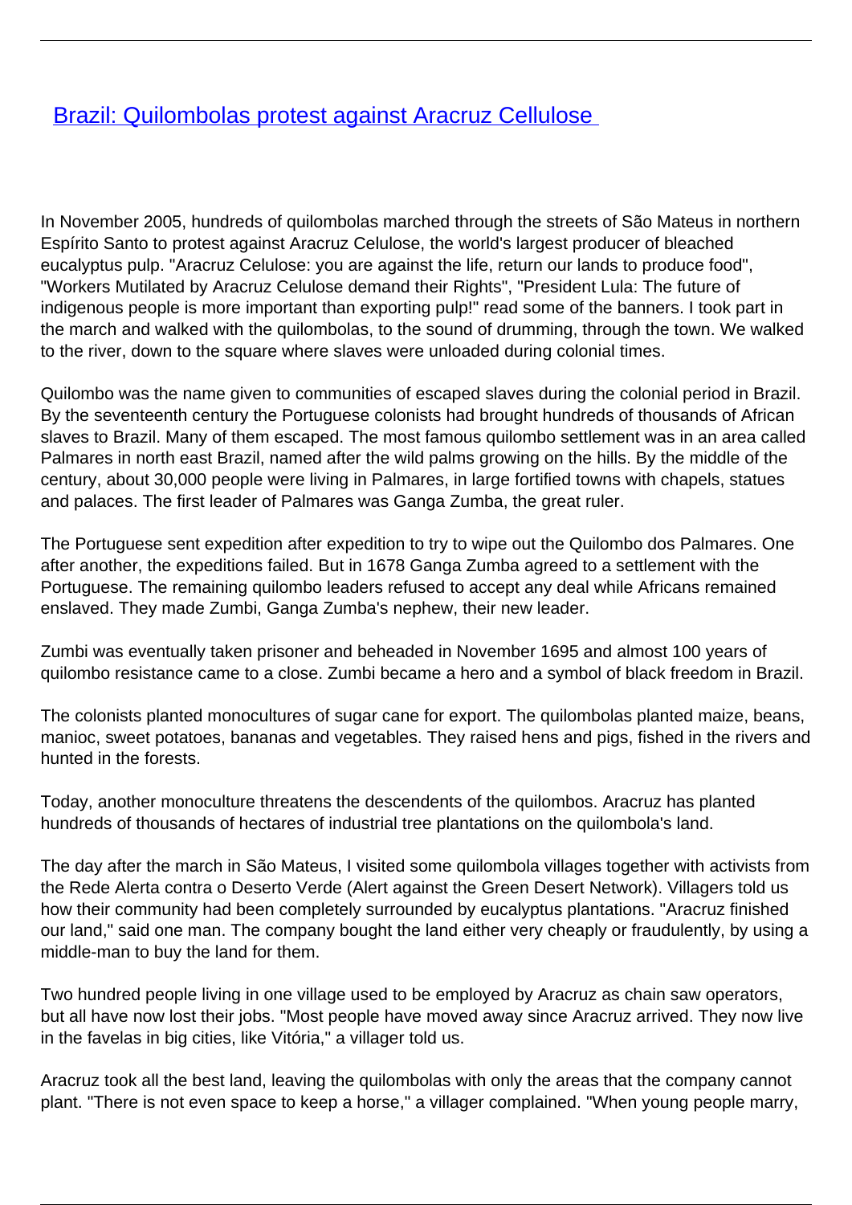# [Brazil: Quilombolas protest against Aracruz Cellulose](#)

In November 2005, hundreds of quilombolas marched through the streets of São Mateus in northern Espírito Santo to protest against Aracruz Celulose, the world's largest producer of bleached eucalyptus pulp. "Aracruz Celulose: you are against the life, return our lands to produce food", "Workers Mutilated by Aracruz Celulose demand their Rights", "President Lula: The future of indigenous people is more important than exporting pulp!" read some of the banners. I took part in the march and walked with the quilombolas, to the sound of drumming, through the town. We walked to the river, down to the square where slaves were unloaded during colonial times.

Quilombo was the name given to communities of escaped slaves during the colonial period in Brazil. By the seventeenth century the Portuguese colonists had brought hundreds of thousands of African slaves to Brazil. Many of them escaped. The most famous quilombo settlement was in an area called Palmares in north east Brazil, named after the wild palms growing on the hills. By the middle of the century, about 30,000 people were living in Palmares, in large fortified towns with chapels, statues and palaces. The first leader of Palmares was Ganga Zumba, the great ruler.

The Portuguese sent expedition after expedition to try to wipe out the Quilombo dos Palmares. One after another, the expeditions failed. But in 1678 Ganga Zumba agreed to a settlement with the Portuguese. The remaining quilombo leaders refused to accept any deal while Africans remained enslaved. They made Zumbi, Ganga Zumba's nephew, their new leader.

Zumbi was eventually taken prisoner and beheaded in November 1695 and almost 100 years of quilombo resistance came to a close. Zumbi became a hero and a symbol of black freedom in Brazil.

The colonists planted monocultures of sugar cane for export. The quilombolas planted maize, beans, manioc, sweet potatoes, bananas and vegetables. They raised hens and pigs, fished in the rivers and hunted in the forests.

Today, another monoculture threatens the descendents of the quilombos. Aracruz has planted hundreds of thousands of hectares of industrial tree plantations on the quilombola's land.

The day after the march in São Mateus, I visited some quilombola villages together with activists from the Rede Alerta contra o Deserto Verde (Alert against the Green Desert Network). Villagers told us how their community had been completely surrounded by eucalyptus plantations. "Aracruz finished our land," said one man. The company bought the land either very cheaply or fraudulently, by using a middle-man to buy the land for them.

Two hundred people living in one village used to be employed by Aracruz as chain saw operators, but all have now lost their jobs. "Most people have moved away since Aracruz arrived. They now live in the favelas in big cities, like Vitória," a villager told us.

Aracruz took all the best land, leaving the quilombolas with only the areas that the company cannot plant. "There is not even space to keep a horse," a villager complained. "When young people marry,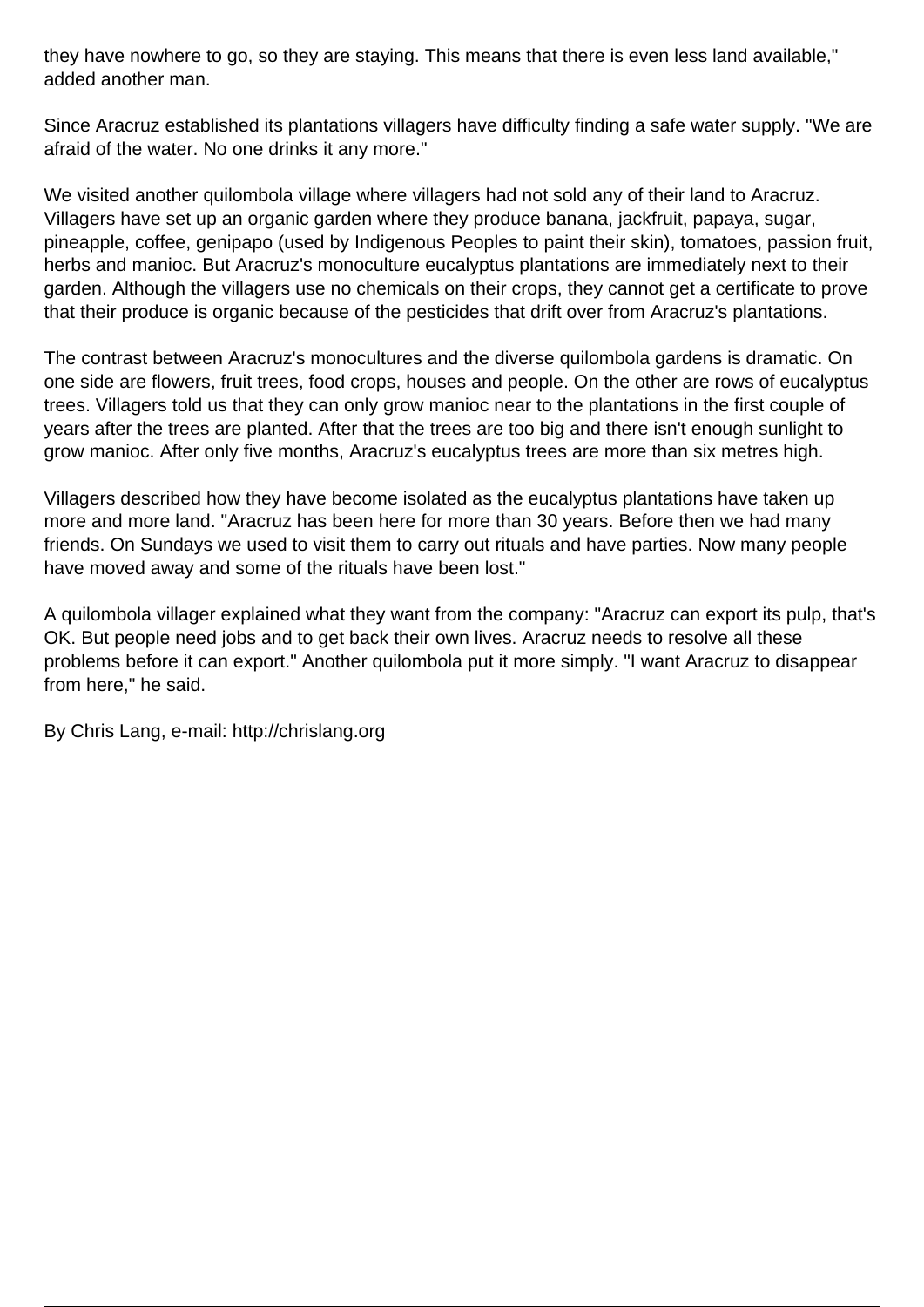they have nowhere to go, so they are staying. This means that there is even less land available," added another man.

Since Aracruz established its plantations villagers have difficulty finding a safe water supply. "We are afraid of the water. No one drinks it any more."

We visited another quilombola village where villagers had not sold any of their land to Aracruz. Villagers have set up an organic garden where they produce banana, jackfruit, papaya, sugar, pineapple, coffee, genipapo (used by Indigenous Peoples to paint their skin), tomatoes, passion fruit, herbs and manioc. But Aracruz's monoculture eucalyptus plantations are immediately next to their garden. Although the villagers use no chemicals on their crops, they cannot get a certificate to prove that their produce is organic because of the pesticides that drift over from Aracruz's plantations.

The contrast between Aracruz's monocultures and the diverse quilombola gardens is dramatic. On one side are flowers, fruit trees, food crops, houses and people. On the other are rows of eucalyptus trees. Villagers told us that they can only grow manioc near to the plantations in the first couple of years after the trees are planted. After that the trees are too big and there isn't enough sunlight to grow manioc. After only five months, Aracruz's eucalyptus trees are more than six metres high.

Villagers described how they have become isolated as the eucalyptus plantations have taken up more and more land. "Aracruz has been here for more than 30 years. Before then we had many friends. On Sundays we used to visit them to carry out rituals and have parties. Now many people have moved away and some of the rituals have been lost."

A quilombola villager explained what they want from the company: "Aracruz can export its pulp, that's OK. But people need jobs and to get back their own lives. Aracruz needs to resolve all these problems before it can export." Another quilombola put it more simply. "I want Aracruz to disappear from here," he said.

By Chris Lang, e-mail: http://chrislang.org